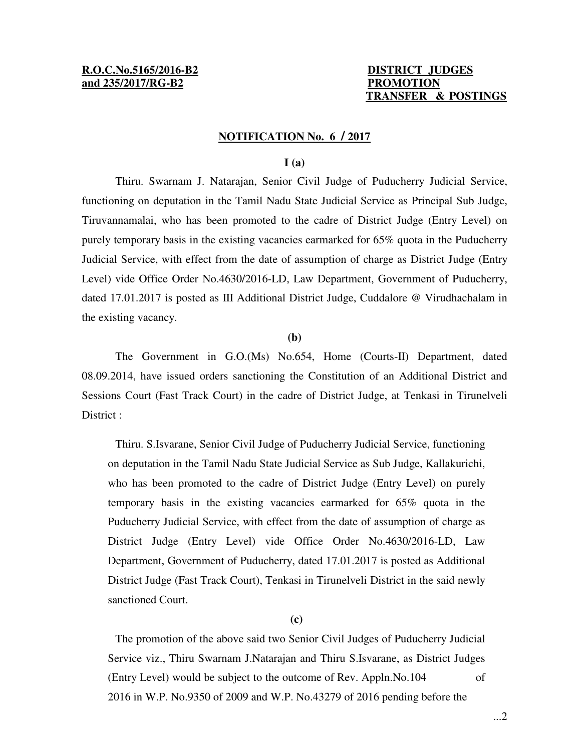**R.O.C.No.5165/2016-B2 and 235/2017/RG-B2**

**DISTRICT JUDGES PROMOTION TRANSFER & POSTINGS**

**NOTIFICATION No. 6 / 2017**

**I (a)**

Thiru. Swarnam J. Natarajan, Senior Civil Judge of Puducherry Judicial Service, functioning on deputation in the Tamil Nadu State Judicial Service as Principal Sub Judge, Tiruvannamalai, who has been promoted to the cadre of District Judge (Entry Level) on purely temporary basis in the existing vacancies earmarked for 65% quota in the Puducherry Judicial Service, with effect from the date of assumption of charge as District Judge (Entry Level) vide Office Order No.4630/2016-LD, Law Department, Government of Puducherry, dated 17.01.2017 is posted as III Additional District Judge, Cuddalore @ Virudhachalam in the existing vacancy.

**(b)**

The Government in G.O.(Ms) No.654, Home (Courts-II) Department, dated 08.09.2014, have issued orders sanctioning the Constitution of an Additional District and Sessions Court (Fast Track Court) in the cadre of District Judge, at Tenkasi in Tirunelveli District :

Thiru. S.Isvarane, Senior Civil Judge of Puducherry Judicial Service, functioning on deputation in the Tamil Nadu State Judicial Service as Sub Judge, Kallakurichi, who has been promoted to the cadre of District Judge (Entry Level) on purely temporary basis in the existing vacancies earmarked for 65% quota in the Puducherry Judicial Service, with effect from the date of assumption of charge as District Judge (Entry Level) vide Office Order No.4630/2016-LD, Law Department, Government of Puducherry, dated 17.01.2017 is posted as Additional District Judge (Fast Track Court), Tenkasi in Tirunelveli District in the said newly sanctioned Court.

**(c)**

The promotion of the above said two Senior Civil Judges of Puducherry Judicial Service viz., Thiru Swarnam J.Natarajan and Thiru S.Isvarane, as District Judges (Entry Level) would be subject to the outcome of Rev. Appln.No.104 of 2016 in W.P. No.9350 of 2009 and W.P. No.43279 of 2016 pending before the

...2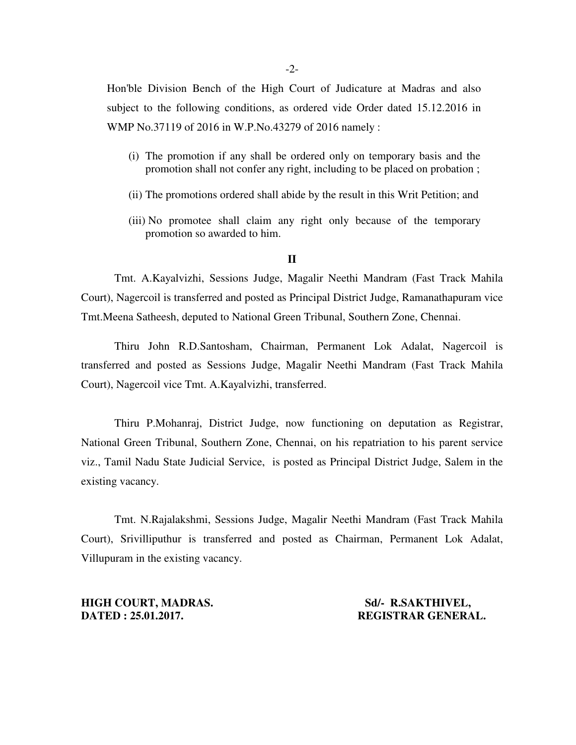Hon'ble Division Bench of the High Court of Judicature at Madras and also subject to the following conditions, as ordered vide Order dated 15.12.2016 in WMP No.37119 of 2016 in W.P.No.43279 of 2016 namely :

(i) The promotion if any shall be ordered only on temporary basis and the promotion shall not confer any right, including to be placed on probation ;

(ii) The promotions ordered shall abide by the result in this Writ Petition; and

(iii) No promotee shall claim any right only because of the temporary promotion so awarded to him.

**II**

Tmt. A.Kayalvizhi, Sessions Judge, Magalir Neethi Mandram (Fast Track Mahila Court), Nagercoil is transferred and posted as Principal District Judge, Ramanathapuram vice Tmt.Meena Satheesh, deputed to National Green Tribunal, Southern Zone, Chennai.

Thiru John R.D.Santosham, Chairman, Permanent Lok Adalat, Nagercoil is transferred and posted as Sessions Judge, Magalir Neethi Mandram (Fast Track Mahila Court), Nagercoil vice Tmt. A.Kayalvizhi, transferred.

Thiru P.Mohanraj, District Judge, now functioning on deputation as Registrar, National Green Tribunal, Southern Zone, Chennai, on his repatriation to his parent service viz., Tamil Nadu State Judicial Service, is posted as Principal District Judge, Salem in the existing vacancy.

Tmt. N.Rajalakshmi, Sessions Judge, Magalir Neethi Mandram (Fast Track Mahila Court), Srivilliputhur is transferred and posted as Chairman, Permanent Lok Adalat, Villupuram in the existing vacancy.

**HIGH COURT, MADRAS.** **Sd/- R.SAKTHIVEL,**
**DATED : 25.01.2017.** **REGISTRAR GENERAL.**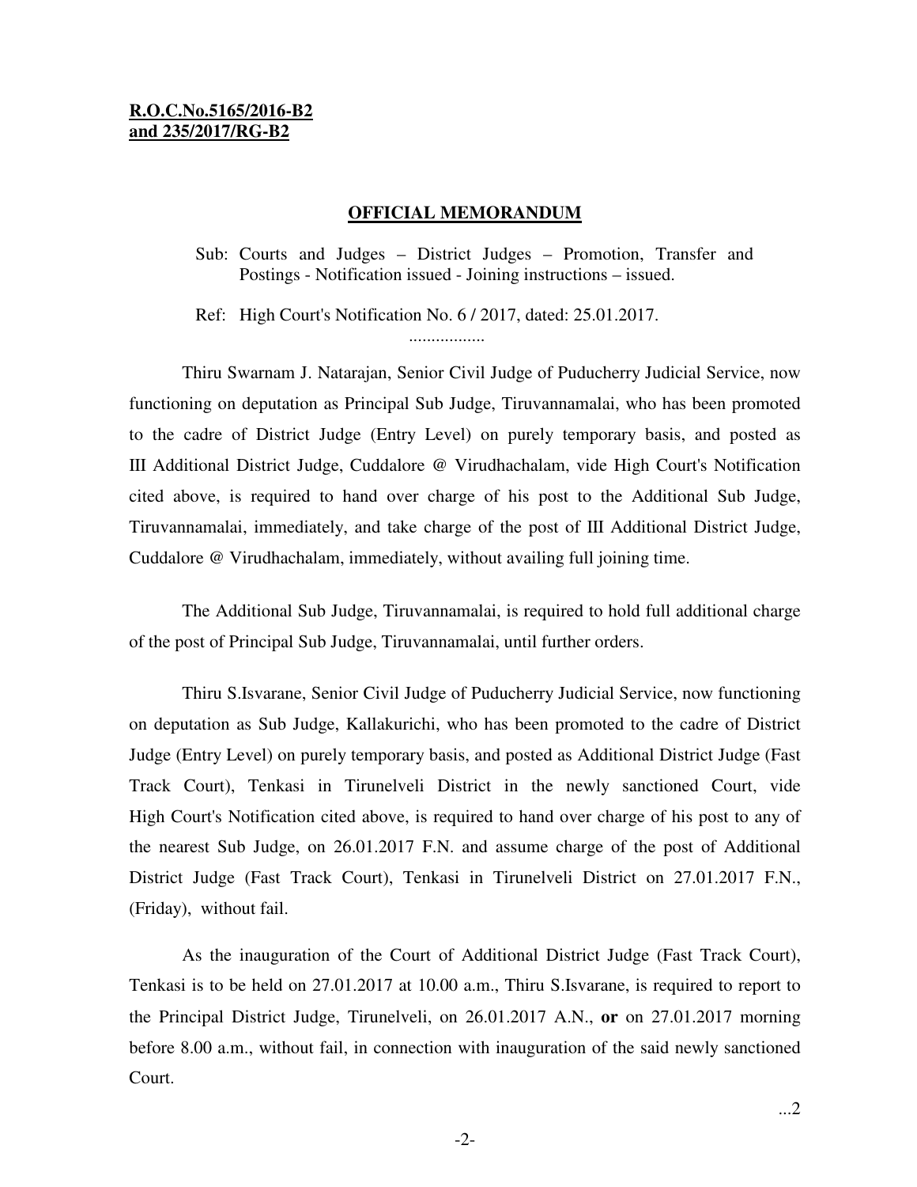**R.O.C.No.5165/2016-B2**
**and 235/2017/RG-B2**

**OFFICIAL MEMORANDUM**

Sub: Courts and Judges – District Judges – Promotion, Transfer and Postings - Notification issued - Joining instructions – issued.

Ref: High Court's Notification No. 6 / 2017, dated: 25.01.2017.

.................

Thiru Swarnam J. Natarajan, Senior Civil Judge of Puducherry Judicial Service, now functioning on deputation as Principal Sub Judge, Tiruvannamalai, who has been promoted to the cadre of District Judge (Entry Level) on purely temporary basis, and posted as III Additional District Judge, Cuddalore @ Virudhachalam, vide High Court's Notification cited above, is required to hand over charge of his post to the Additional Sub Judge, Tiruvannamalai, immediately, and take charge of the post of III Additional District Judge, Cuddalore @ Virudhachalam, immediately, without availing full joining time.

The Additional Sub Judge, Tiruvannamalai, is required to hold full additional charge of the post of Principal Sub Judge, Tiruvannamalai, until further orders.

Thiru S.Isvarane, Senior Civil Judge of Puducherry Judicial Service, now functioning on deputation as Sub Judge, Kallakurichi, who has been promoted to the cadre of District Judge (Entry Level) on purely temporary basis, and posted as Additional District Judge (Fast Track Court), Tenkasi in Tirunelveli District in the newly sanctioned Court, vide High Court's Notification cited above, is required to hand over charge of his post to any of the nearest Sub Judge, on 26.01.2017 F.N. and assume charge of the post of Additional District Judge (Fast Track Court), Tenkasi in Tirunelveli District on 27.01.2017 F.N., (Friday), without fail.

As the inauguration of the Court of Additional District Judge (Fast Track Court), Tenkasi is to be held on 27.01.2017 at 10.00 a.m., Thiru S.Isvarane, is required to report to the Principal District Judge, Tirunelveli, on 26.01.2017 A.N., **or** on 27.01.2017 morning before 8.00 a.m., without fail, in connection with inauguration of the said newly sanctioned Court.

...2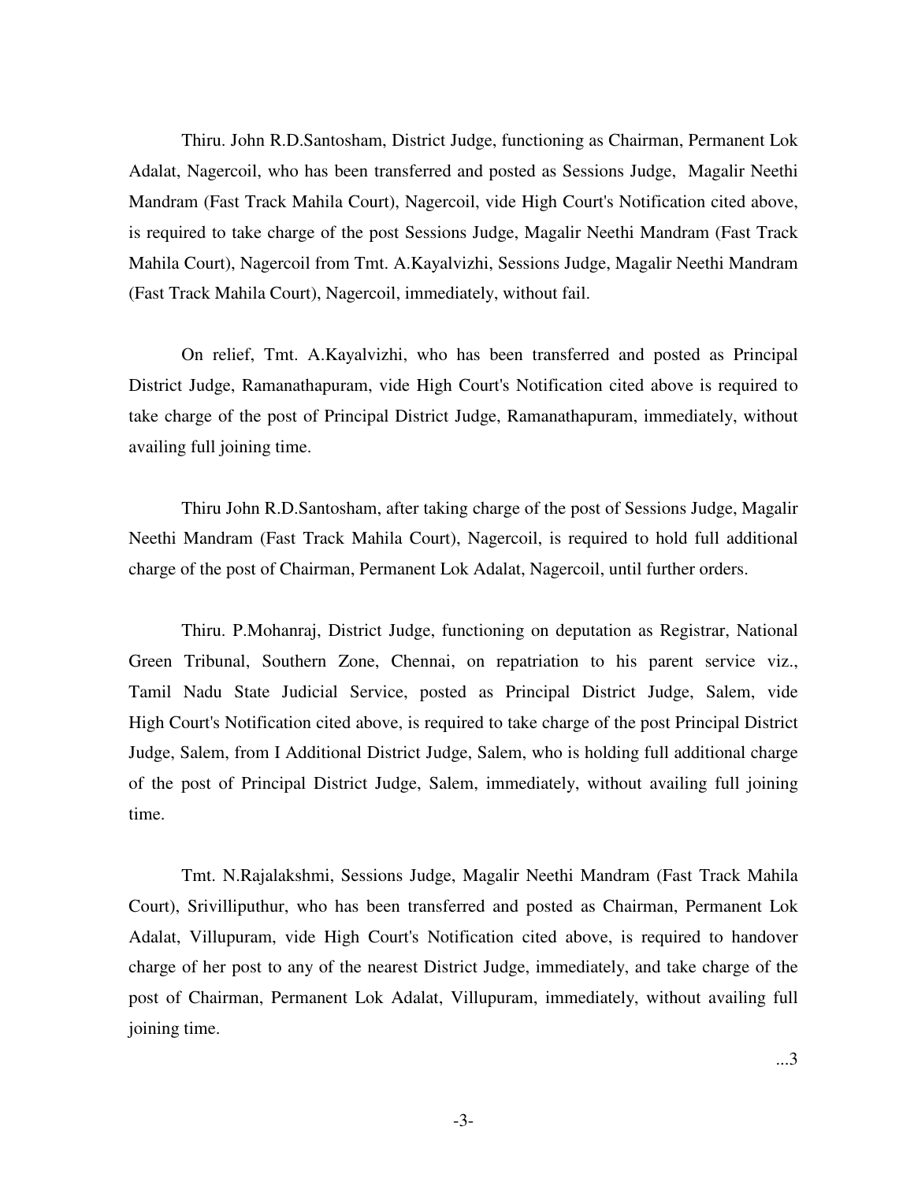Thiru. John R.D.Santosham, District Judge, functioning as Chairman, Permanent Lok Adalat, Nagercoil, who has been transferred and posted as Sessions Judge, Magalir Neethi Mandram (Fast Track Mahila Court), Nagercoil, vide High Court's Notification cited above, is required to take charge of the post Sessions Judge, Magalir Neethi Mandram (Fast Track Mahila Court), Nagercoil from Tmt. A.Kayalvizhi, Sessions Judge, Magalir Neethi Mandram (Fast Track Mahila Court), Nagercoil, immediately, without fail.

On relief, Tmt. A.Kayalvizhi, who has been transferred and posted as Principal District Judge, Ramanathapuram, vide High Court's Notification cited above is required to take charge of the post of Principal District Judge, Ramanathapuram, immediately, without availing full joining time.

Thiru John R.D.Santosham, after taking charge of the post of Sessions Judge, Magalir Neethi Mandram (Fast Track Mahila Court), Nagercoil, is required to hold full additional charge of the post of Chairman, Permanent Lok Adalat, Nagercoil, until further orders.

Thiru. P.Mohanraj, District Judge, functioning on deputation as Registrar, National Green Tribunal, Southern Zone, Chennai, on repatriation to his parent service viz., Tamil Nadu State Judicial Service, posted as Principal District Judge, Salem, vide High Court's Notification cited above, is required to take charge of the post Principal District Judge, Salem, from I Additional District Judge, Salem, who is holding full additional charge of the post of Principal District Judge, Salem, immediately, without availing full joining time.

Tmt. N.Rajalakshmi, Sessions Judge, Magalir Neethi Mandram (Fast Track Mahila Court), Srivilliputhur, who has been transferred and posted as Chairman, Permanent Lok Adalat, Villupuram, vide High Court's Notification cited above, is required to handover charge of her post to any of the nearest District Judge, immediately, and take charge of the post of Chairman, Permanent Lok Adalat, Villupuram, immediately, without availing full joining time.

...3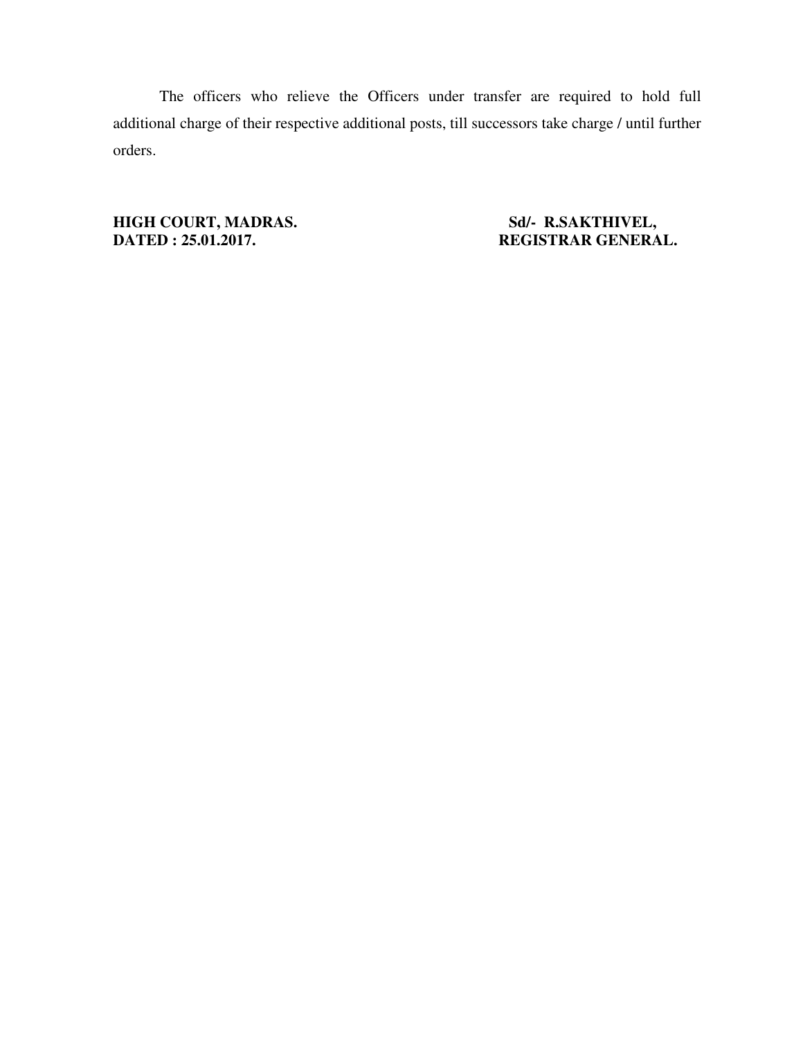The officers who relieve the Officers under transfer are required to hold full additional charge of their respective additional posts, till successors take charge / until further orders.

**HIGH COURT, MADRAS.** **Sd/- R.SAKTHIVEL,**
**DATED : 25.01.2017.** **REGISTRAR GENERAL.**